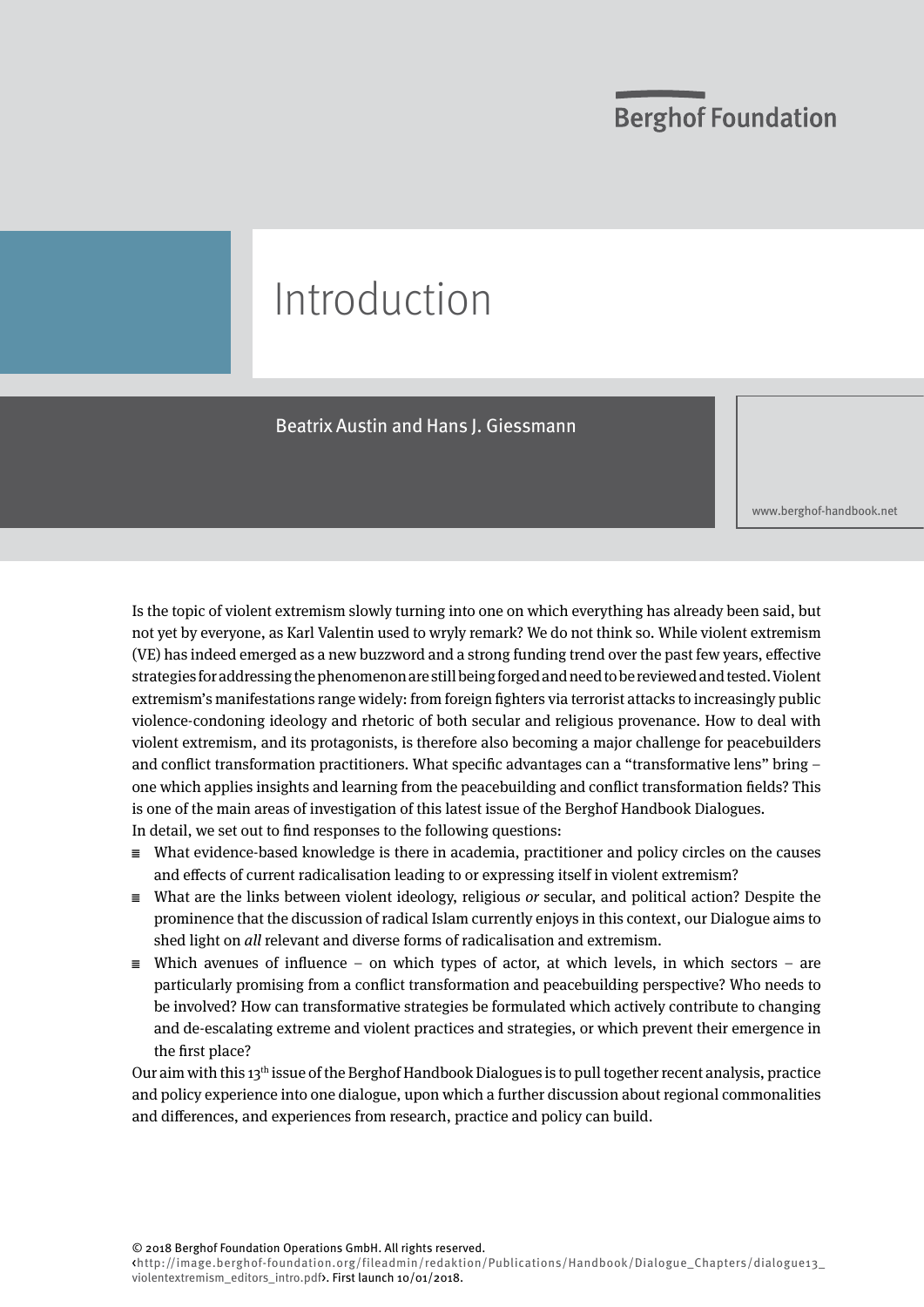Berghof Foundation

# Introduction

Beatrix Austin and Hans J. Giessmann

www.berghof-handbook.net

Is the topic of violent extremism slowly turning into one on which everything has already been said, but not yet by everyone, as Karl Valentin used to wryly remark? We do not think so. While violent extremism (VE) has indeed emerged as a new buzzword and a strong funding trend over the past few years, effective strategies for addressing the phenomenon are still being forged and need to be reviewed and tested. Violent extremism's manifestations range widely: from foreign fighters via terrorist attacks to increasingly public violence-condoning ideology and rhetoric of both secular and religious provenance. How to deal with violent extremism, and its protagonists, is therefore also becoming a major challenge for peacebuilders and conflict transformation practitioners. What specific advantages can a "transformative lens" bring – one which applies insights and learning from the peacebuilding and conflict transformation fields? This is one of the main areas of investigation of this latest issue of the Berghof Handbook Dialogues.
In detail, we set out to find responses to the following questions:

- What evidence-based knowledge is there in academia, practitioner and policy circles on the causes and effects of current radicalisation leading to or expressing itself in violent extremism?
- What are the links between violent ideology, religious *or* secular, and political action? Despite the prominence that the discussion of radical Islam currently enjoys in this context, our Dialogue aims to shed light on *all* relevant and diverse forms of radicalisation and extremism.
- Which avenues of influence – on which types of actor, at which levels, in which sectors – are particularly promising from a conflict transformation and peacebuilding perspective? Who needs to be involved? How can transformative strategies be formulated which actively contribute to changing and de-escalating extreme and violent practices and strategies, or which prevent their emergence in the first place?

Our aim with this 13th issue of the Berghof Handbook Dialogues is to pull together recent analysis, practice and policy experience into one dialogue, upon which a further discussion about regional commonalities and differences, and experiences from research, practice and policy can build.

© 2018 Berghof Foundation Operations GmbH. All rights reserved.
‹http://image.berghof-foundation.org/fileadmin/redaktion/Publications/Handbook/Dialogue_Chapters/dialogue13_violentextremism_editors_intro.pdf›. First launch 10/01/2018.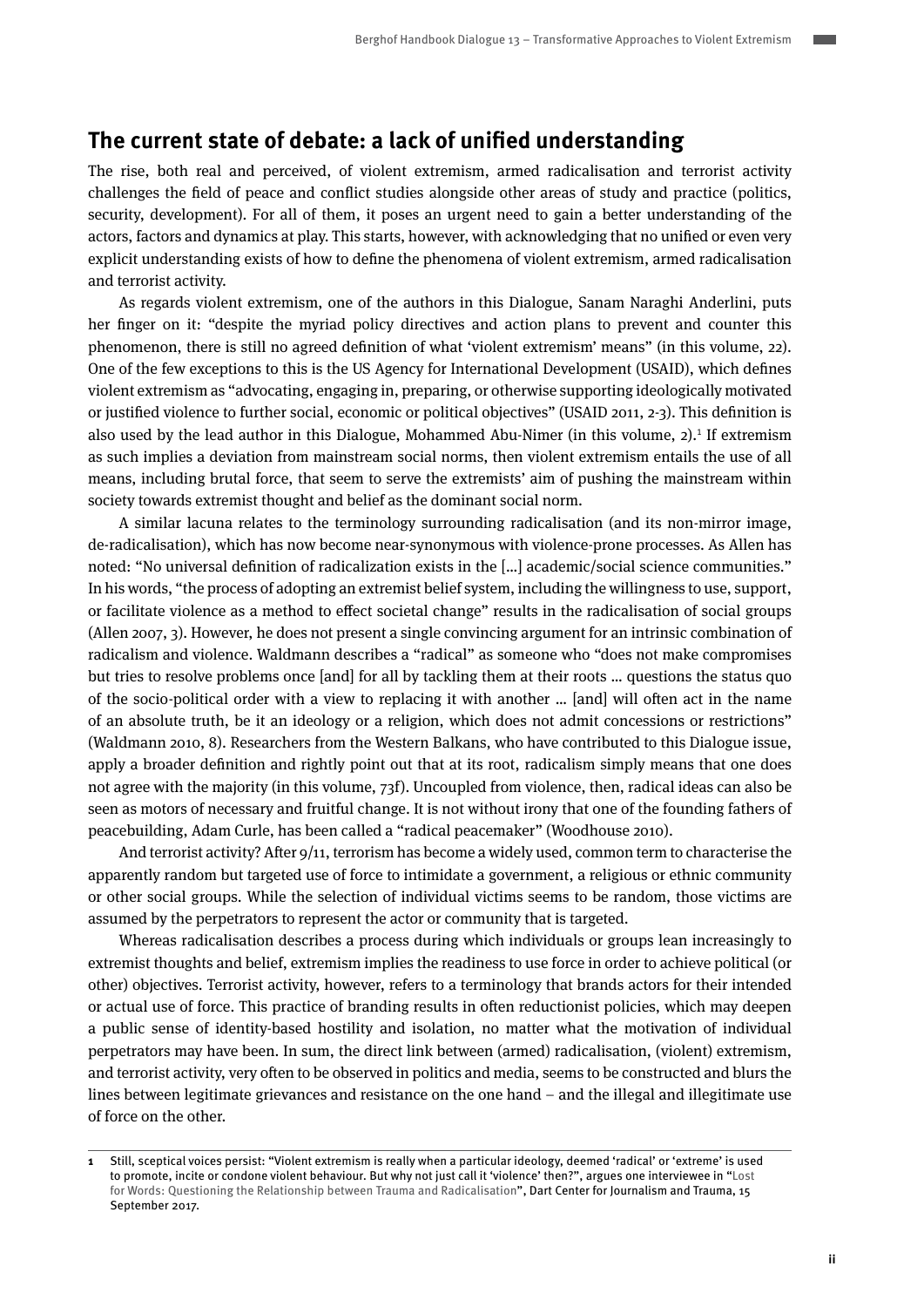## The current state of debate: a lack of unified understanding

The rise, both real and perceived, of violent extremism, armed radicalisation and terrorist activity challenges the field of peace and conflict studies alongside other areas of study and practice (politics, security, development). For all of them, it poses an urgent need to gain a better understanding of the actors, factors and dynamics at play. This starts, however, with acknowledging that no unified or even very explicit understanding exists of how to define the phenomena of violent extremism, armed radicalisation and terrorist activity.

As regards violent extremism, one of the authors in this Dialogue, Sanam Naraghi Anderlini, puts her finger on it: "despite the myriad policy directives and action plans to prevent and counter this phenomenon, there is still no agreed definition of what 'violent extremism' means" (in this volume, 22). One of the few exceptions to this is the US Agency for International Development (USAID), which defines violent extremism as "advocating, engaging in, preparing, or otherwise supporting ideologically motivated or justified violence to further social, economic or political objectives" (USAID 2011, 2-3). This definition is also used by the lead author in this Dialogue, Mohammed Abu-Nimer (in this volume, 2).[1] If extremism as such implies a deviation from mainstream social norms, then violent extremism entails the use of all means, including brutal force, that seem to serve the extremists' aim of pushing the mainstream within society towards extremist thought and belief as the dominant social norm.

A similar lacuna relates to the terminology surrounding radicalisation (and its non-mirror image, de-radicalisation), which has now become near-synonymous with violence-prone processes. As Allen has noted: "No universal definition of radicalization exists in the [...] academic/social science communities." In his words, "the process of adopting an extremist belief system, including the willingness to use, support, or facilitate violence as a method to effect societal change" results in the radicalisation of social groups (Allen 2007, 3). However, he does not present a single convincing argument for an intrinsic combination of radicalism and violence. Waldmann describes a "radical" as someone who "does not make compromises but tries to resolve problems once [and] for all by tackling them at their roots … questions the status quo of the socio-political order with a view to replacing it with another … [and] will often act in the name of an absolute truth, be it an ideology or a religion, which does not admit concessions or restrictions" (Waldmann 2010, 8). Researchers from the Western Balkans, who have contributed to this Dialogue issue, apply a broader definition and rightly point out that at its root, radicalism simply means that one does not agree with the majority (in this volume, 73f). Uncoupled from violence, then, radical ideas can also be seen as motors of necessary and fruitful change. It is not without irony that one of the founding fathers of peacebuilding, Adam Curle, has been called a "radical peacemaker" (Woodhouse 2010).

And terrorist activity? After 9/11, terrorism has become a widely used, common term to characterise the apparently random but targeted use of force to intimidate a government, a religious or ethnic community or other social groups. While the selection of individual victims seems to be random, those victims are assumed by the perpetrators to represent the actor or community that is targeted.

Whereas radicalisation describes a process during which individuals or groups lean increasingly to extremist thoughts and belief, extremism implies the readiness to use force in order to achieve political (or other) objectives. Terrorist activity, however, refers to a terminology that brands actors for their intended or actual use of force. This practice of branding results in often reductionist policies, which may deepen a public sense of identity-based hostility and isolation, no matter what the motivation of individual perpetrators may have been. In sum, the direct link between (armed) radicalisation, (violent) extremism, and terrorist activity, very often to be observed in politics and media, seems to be constructed and blurs the lines between legitimate grievances and resistance on the one hand – and the illegal and illegitimate use of force on the other.

---

**1** Still, sceptical voices persist: "Violent extremism is really when a particular ideology, deemed 'radical' or 'extreme' is used to promote, incite or condone violent behaviour. But why not just call it 'violence' then?", argues one interviewee in "Lost for Words: Questioning the Relationship between Trauma and Radicalisation", Dart Center for Journalism and Trauma, 15 September 2017.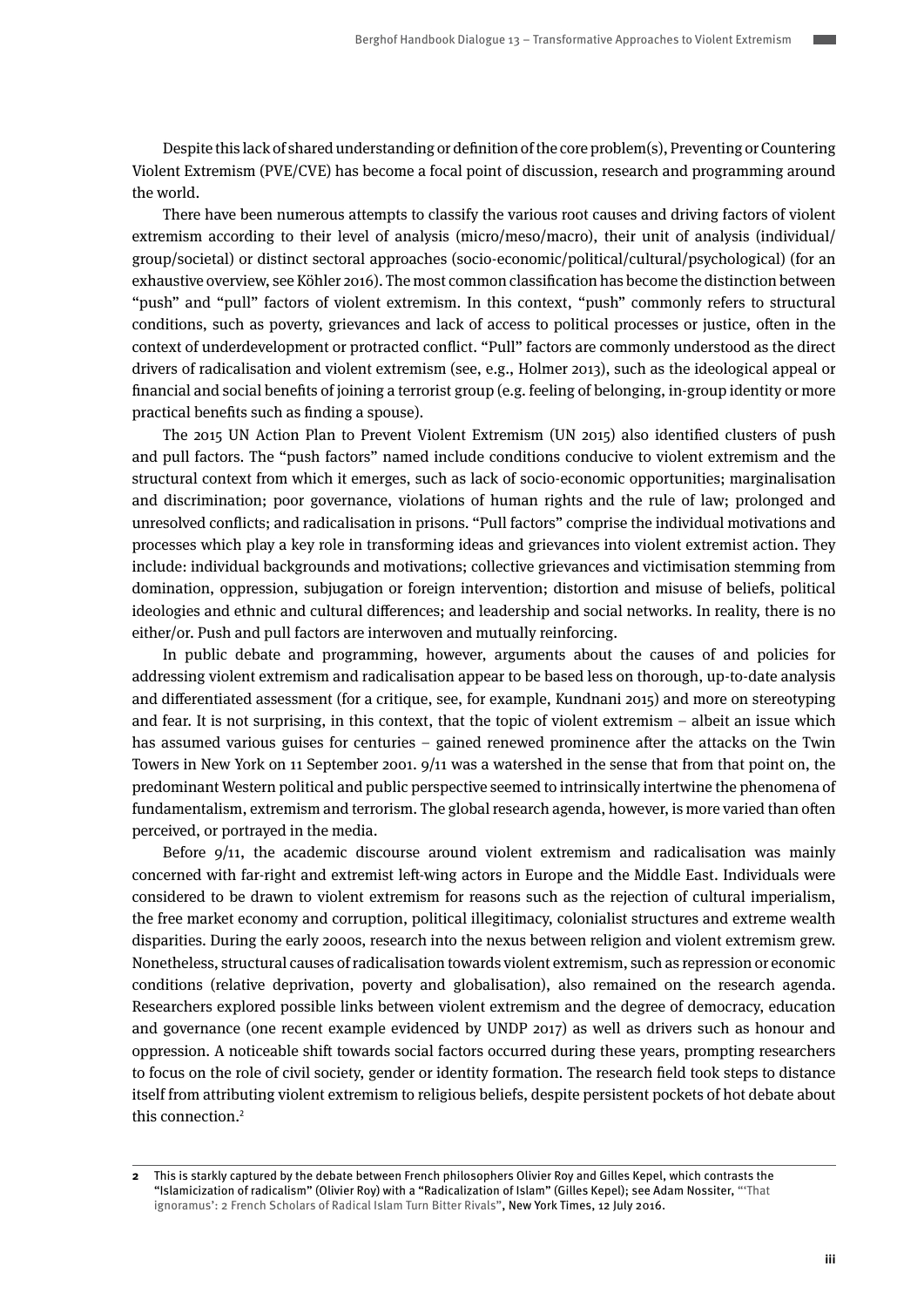Despite this lack of shared understanding or definition of the core problem(s), Preventing or Countering Violent Extremism (PVE/CVE) has become a focal point of discussion, research and programming around the world.

There have been numerous attempts to classify the various root causes and driving factors of violent extremism according to their level of analysis (micro/meso/macro), their unit of analysis (individual/group/societal) or distinct sectoral approaches (socio-economic/political/cultural/psychological) (for an exhaustive overview, see Köhler 2016). The most common classification has become the distinction between "push" and "pull" factors of violent extremism. In this context, "push" commonly refers to structural conditions, such as poverty, grievances and lack of access to political processes or justice, often in the context of underdevelopment or protracted conflict. "Pull" factors are commonly understood as the direct drivers of radicalisation and violent extremism (see, e.g., Holmer 2013), such as the ideological appeal or financial and social benefits of joining a terrorist group (e.g. feeling of belonging, in-group identity or more practical benefits such as finding a spouse).

The 2015 UN Action Plan to Prevent Violent Extremism (UN 2015) also identified clusters of push and pull factors. The "push factors" named include conditions conducive to violent extremism and the structural context from which it emerges, such as lack of socio-economic opportunities; marginalisation and discrimination; poor governance, violations of human rights and the rule of law; prolonged and unresolved conflicts; and radicalisation in prisons. "Pull factors" comprise the individual motivations and processes which play a key role in transforming ideas and grievances into violent extremist action. They include: individual backgrounds and motivations; collective grievances and victimisation stemming from domination, oppression, subjugation or foreign intervention; distortion and misuse of beliefs, political ideologies and ethnic and cultural differences; and leadership and social networks. In reality, there is no either/or. Push and pull factors are interwoven and mutually reinforcing.

In public debate and programming, however, arguments about the causes of and policies for addressing violent extremism and radicalisation appear to be based less on thorough, up-to-date analysis and differentiated assessment (for a critique, see, for example, Kundnani 2015) and more on stereotyping and fear. It is not surprising, in this context, that the topic of violent extremism – albeit an issue which has assumed various guises for centuries – gained renewed prominence after the attacks on the Twin Towers in New York on 11 September 2001. 9/11 was a watershed in the sense that from that point on, the predominant Western political and public perspective seemed to intrinsically intertwine the phenomena of fundamentalism, extremism and terrorism. The global research agenda, however, is more varied than often perceived, or portrayed in the media.

Before 9/11, the academic discourse around violent extremism and radicalisation was mainly concerned with far-right and extremist left-wing actors in Europe and the Middle East. Individuals were considered to be drawn to violent extremism for reasons such as the rejection of cultural imperialism, the free market economy and corruption, political illegitimacy, colonialist structures and extreme wealth disparities. During the early 2000s, research into the nexus between religion and violent extremism grew. Nonetheless, structural causes of radicalisation towards violent extremism, such as repression or economic conditions (relative deprivation, poverty and globalisation), also remained on the research agenda. Researchers explored possible links between violent extremism and the degree of democracy, education and governance (one recent example evidenced by UNDP 2017) as well as drivers such as honour and oppression. A noticeable shift towards social factors occurred during these years, prompting researchers to focus on the role of civil society, gender or identity formation. The research field took steps to distance itself from attributing violent extremism to religious beliefs, despite persistent pockets of hot debate about this connection.[2]

---

**2** This is starkly captured by the debate between French philosophers Olivier Roy and Gilles Kepel, which contrasts the "Islamicization of radicalism" (Olivier Roy) with a "Radicalization of Islam" (Gilles Kepel); see Adam Nossiter, "'That ignoramus': 2 French Scholars of Radical Islam Turn Bitter Rivals", New York Times, 12 July 2016.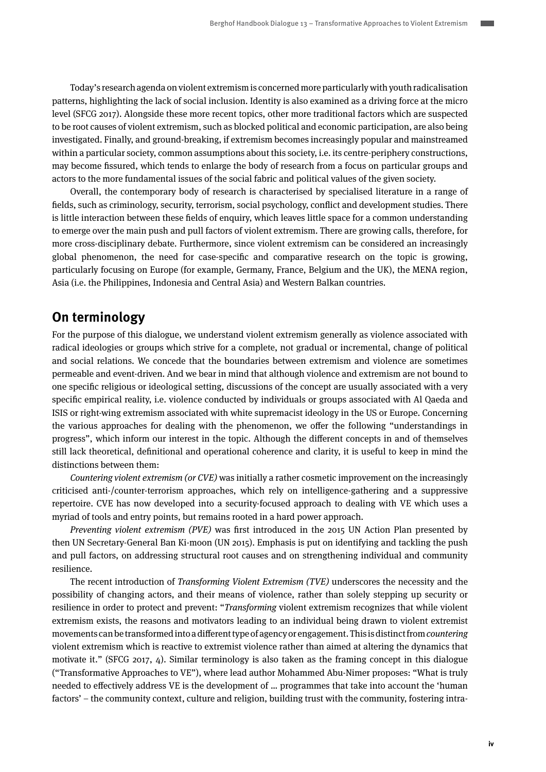Today's research agenda on violent extremism is concerned more particularly with youth radicalisation patterns, highlighting the lack of social inclusion. Identity is also examined as a driving force at the micro level (SFCG 2017). Alongside these more recent topics, other more traditional factors which are suspected to be root causes of violent extremism, such as blocked political and economic participation, are also being investigated. Finally, and ground-breaking, if extremism becomes increasingly popular and mainstreamed within a particular society, common assumptions about this society, i.e. its centre-periphery constructions, may become fissured, which tends to enlarge the body of research from a focus on particular groups and actors to the more fundamental issues of the social fabric and political values of the given society.

Overall, the contemporary body of research is characterised by specialised literature in a range of fields, such as criminology, security, terrorism, social psychology, conflict and development studies. There is little interaction between these fields of enquiry, which leaves little space for a common understanding to emerge over the main push and pull factors of violent extremism. There are growing calls, therefore, for more cross-disciplinary debate. Furthermore, since violent extremism can be considered an increasingly global phenomenon, the need for case-specific and comparative research on the topic is growing, particularly focusing on Europe (for example, Germany, France, Belgium and the UK), the MENA region, Asia (i.e. the Philippines, Indonesia and Central Asia) and Western Balkan countries.

## On terminology

For the purpose of this dialogue, we understand violent extremism generally as violence associated with radical ideologies or groups which strive for a complete, not gradual or incremental, change of political and social relations. We concede that the boundaries between extremism and violence are sometimes permeable and event-driven. And we bear in mind that although violence and extremism are not bound to one specific religious or ideological setting, discussions of the concept are usually associated with a very specific empirical reality, i.e. violence conducted by individuals or groups associated with Al Qaeda and ISIS or right-wing extremism associated with white supremacist ideology in the US or Europe. Concerning the various approaches for dealing with the phenomenon, we offer the following "understandings in progress", which inform our interest in the topic. Although the different concepts in and of themselves still lack theoretical, definitional and operational coherence and clarity, it is useful to keep in mind the distinctions between them:

*Countering violent extremism (or CVE)* was initially a rather cosmetic improvement on the increasingly criticised anti-/counter-terrorism approaches, which rely on intelligence-gathering and a suppressive repertoire. CVE has now developed into a security-focused approach to dealing with VE which uses a myriad of tools and entry points, but remains rooted in a hard power approach.

*Preventing violent extremism (PVE)* was first introduced in the 2015 UN Action Plan presented by then UN Secretary-General Ban Ki-moon (UN 2015). Emphasis is put on identifying and tackling the push and pull factors, on addressing structural root causes and on strengthening individual and community resilience.

The recent introduction of *Transforming Violent Extremism (TVE)* underscores the necessity and the possibility of changing actors, and their means of violence, rather than solely stepping up security or resilience in order to protect and prevent: "*Transforming* violent extremism recognizes that while violent extremism exists, the reasons and motivators leading to an individual being drawn to violent extremist movements can be transformed into a different type of agency or engagement. This is distinct from *countering* violent extremism which is reactive to extremist violence rather than aimed at altering the dynamics that motivate it." (SFCG 2017, 4). Similar terminology is also taken as the framing concept in this dialogue ("Transformative Approaches to VE"), where lead author Mohammed Abu-Nimer proposes: "What is truly needed to effectively address VE is the development of … programmes that take into account the 'human factors' – the community context, culture and religion, building trust with the community, fostering intra-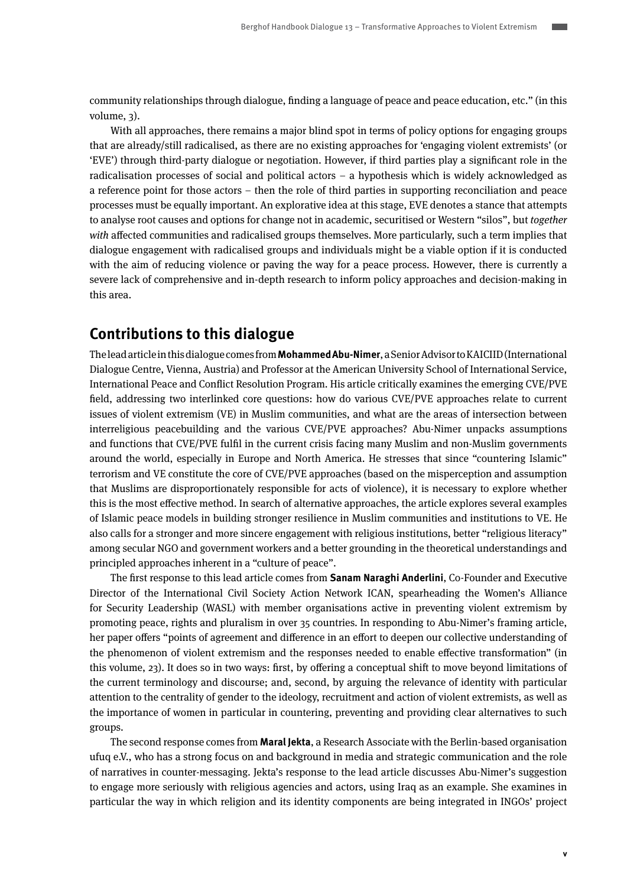community relationships through dialogue, finding a language of peace and peace education, etc." (in this volume, 3).

With all approaches, there remains a major blind spot in terms of policy options for engaging groups that are already/still radicalised, as there are no existing approaches for 'engaging violent extremists' (or 'EVE') through third-party dialogue or negotiation. However, if third parties play a significant role in the radicalisation processes of social and political actors – a hypothesis which is widely acknowledged as a reference point for those actors – then the role of third parties in supporting reconciliation and peace processes must be equally important. An explorative idea at this stage, EVE denotes a stance that attempts to analyse root causes and options for change not in academic, securitised or Western "silos", but *together with* affected communities and radicalised groups themselves. More particularly, such a term implies that dialogue engagement with radicalised groups and individuals might be a viable option if it is conducted with the aim of reducing violence or paving the way for a peace process. However, there is currently a severe lack of comprehensive and in-depth research to inform policy approaches and decision-making in this area.

## Contributions to this dialogue

The lead article in this dialogue comes from **Mohammed Abu-Nimer**, a Senior Advisor to KAICIID (International Dialogue Centre, Vienna, Austria) and Professor at the American University School of International Service, International Peace and Conflict Resolution Program. His article critically examines the emerging CVE/PVE field, addressing two interlinked core questions: how do various CVE/PVE approaches relate to current issues of violent extremism (VE) in Muslim communities, and what are the areas of intersection between interreligious peacebuilding and the various CVE/PVE approaches? Abu-Nimer unpacks assumptions and functions that CVE/PVE fulfil in the current crisis facing many Muslim and non-Muslim governments around the world, especially in Europe and North America. He stresses that since "countering Islamic" terrorism and VE constitute the core of CVE/PVE approaches (based on the misperception and assumption that Muslims are disproportionately responsible for acts of violence), it is necessary to explore whether this is the most effective method. In search of alternative approaches, the article explores several examples of Islamic peace models in building stronger resilience in Muslim communities and institutions to VE. He also calls for a stronger and more sincere engagement with religious institutions, better "religious literacy" among secular NGO and government workers and a better grounding in the theoretical understandings and principled approaches inherent in a "culture of peace".

The first response to this lead article comes from **Sanam Naraghi Anderlini**, Co-Founder and Executive Director of the International Civil Society Action Network ICAN, spearheading the Women's Alliance for Security Leadership (WASL) with member organisations active in preventing violent extremism by promoting peace, rights and pluralism in over 35 countries. In responding to Abu-Nimer's framing article, her paper offers "points of agreement and difference in an effort to deepen our collective understanding of the phenomenon of violent extremism and the responses needed to enable effective transformation" (in this volume, 23). It does so in two ways: first, by offering a conceptual shift to move beyond limitations of the current terminology and discourse; and, second, by arguing the relevance of identity with particular attention to the centrality of gender to the ideology, recruitment and action of violent extremists, as well as the importance of women in particular in countering, preventing and providing clear alternatives to such groups.

The second response comes from **Maral Jekta**, a Research Associate with the Berlin-based organisation ufuq e.V., who has a strong focus on and background in media and strategic communication and the role of narratives in counter-messaging. Jekta's response to the lead article discusses Abu-Nimer's suggestion to engage more seriously with religious agencies and actors, using Iraq as an example. She examines in particular the way in which religion and its identity components are being integrated in INGOs' project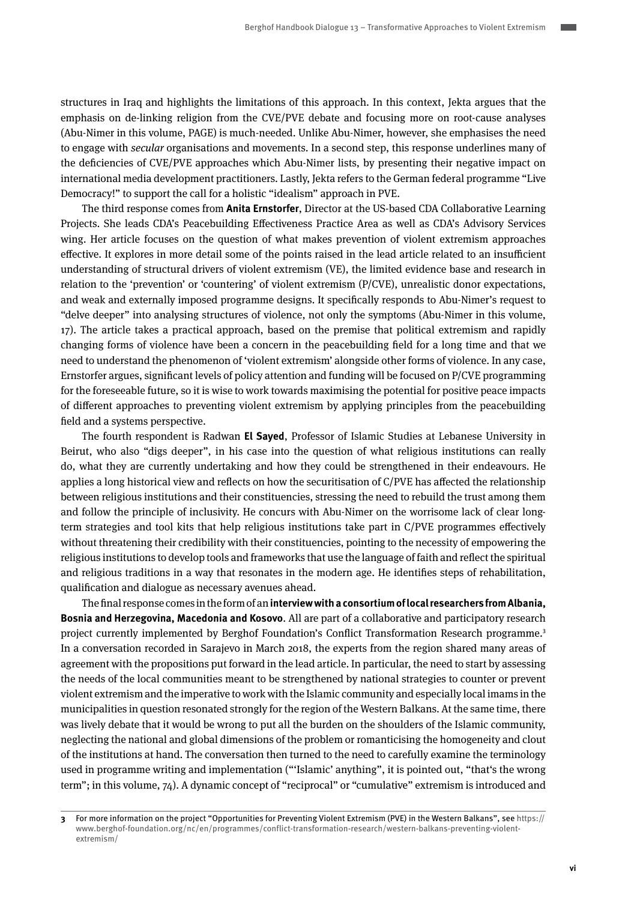structures in Iraq and highlights the limitations of this approach. In this context, Jekta argues that the emphasis on de-linking religion from the CVE/PVE debate and focusing more on root-cause analyses (Abu-Nimer in this volume, PAGE) is much-needed. Unlike Abu-Nimer, however, she emphasises the need to engage with *secular* organisations and movements. In a second step, this response underlines many of the deficiencies of CVE/PVE approaches which Abu-Nimer lists, by presenting their negative impact on international media development practitioners. Lastly, Jekta refers to the German federal programme "Live Democracy!" to support the call for a holistic "idealism" approach in PVE.

The third response comes from **Anita Ernstorfer**, Director at the US-based CDA Collaborative Learning Projects. She leads CDA's Peacebuilding Effectiveness Practice Area as well as CDA's Advisory Services wing. Her article focuses on the question of what makes prevention of violent extremism approaches effective. It explores in more detail some of the points raised in the lead article related to an insufficient understanding of structural drivers of violent extremism (VE), the limited evidence base and research in relation to the 'prevention' or 'countering' of violent extremism (P/CVE), unrealistic donor expectations, and weak and externally imposed programme designs. It specifically responds to Abu-Nimer's request to "delve deeper" into analysing structures of violence, not only the symptoms (Abu-Nimer in this volume, 17). The article takes a practical approach, based on the premise that political extremism and rapidly changing forms of violence have been a concern in the peacebuilding field for a long time and that we need to understand the phenomenon of 'violent extremism' alongside other forms of violence. In any case, Ernstorfer argues, significant levels of policy attention and funding will be focused on P/CVE programming for the foreseeable future, so it is wise to work towards maximising the potential for positive peace impacts of different approaches to preventing violent extremism by applying principles from the peacebuilding field and a systems perspective.

The fourth respondent is Radwan **El Sayed**, Professor of Islamic Studies at Lebanese University in Beirut, who also "digs deeper", in his case into the question of what religious institutions can really do, what they are currently undertaking and how they could be strengthened in their endeavours. He applies a long historical view and reflects on how the securitisation of C/PVE has affected the relationship between religious institutions and their constituencies, stressing the need to rebuild the trust among them and follow the principle of inclusivity. He concurs with Abu-Nimer on the worrisome lack of clear long-term strategies and tool kits that help religious institutions take part in C/PVE programmes effectively without threatening their credibility with their constituencies, pointing to the necessity of empowering the religious institutions to develop tools and frameworks that use the language of faith and reflect the spiritual and religious traditions in a way that resonates in the modern age. He identifies steps of rehabilitation, qualification and dialogue as necessary avenues ahead.

The final response comes in the form of an **interview with a consortium of local researchers from Albania, Bosnia and Herzegovina, Macedonia and Kosovo**. All are part of a collaborative and participatory research project currently implemented by Berghof Foundation's Conflict Transformation Research programme.[3] In a conversation recorded in Sarajevo in March 2018, the experts from the region shared many areas of agreement with the propositions put forward in the lead article. In particular, the need to start by assessing the needs of the local communities meant to be strengthened by national strategies to counter or prevent violent extremism and the imperative to work with the Islamic community and especially local imams in the municipalities in question resonated strongly for the region of the Western Balkans. At the same time, there was lively debate that it would be wrong to put all the burden on the shoulders of the Islamic community, neglecting the national and global dimensions of the problem or romanticising the homogeneity and clout of the institutions at hand. The conversation then turned to the need to carefully examine the terminology used in programme writing and implementation ("'Islamic' anything", it is pointed out, "that's the wrong term"; in this volume, 74). A dynamic concept of "reciprocal" or "cumulative" extremism is introduced and

---

3 For more information on the project "Opportunities for Preventing Violent Extremism (PVE) in the Western Balkans", see https://www.berghof-foundation.org/nc/en/programmes/conflict-transformation-research/western-balkans-preventing-violent-extremism/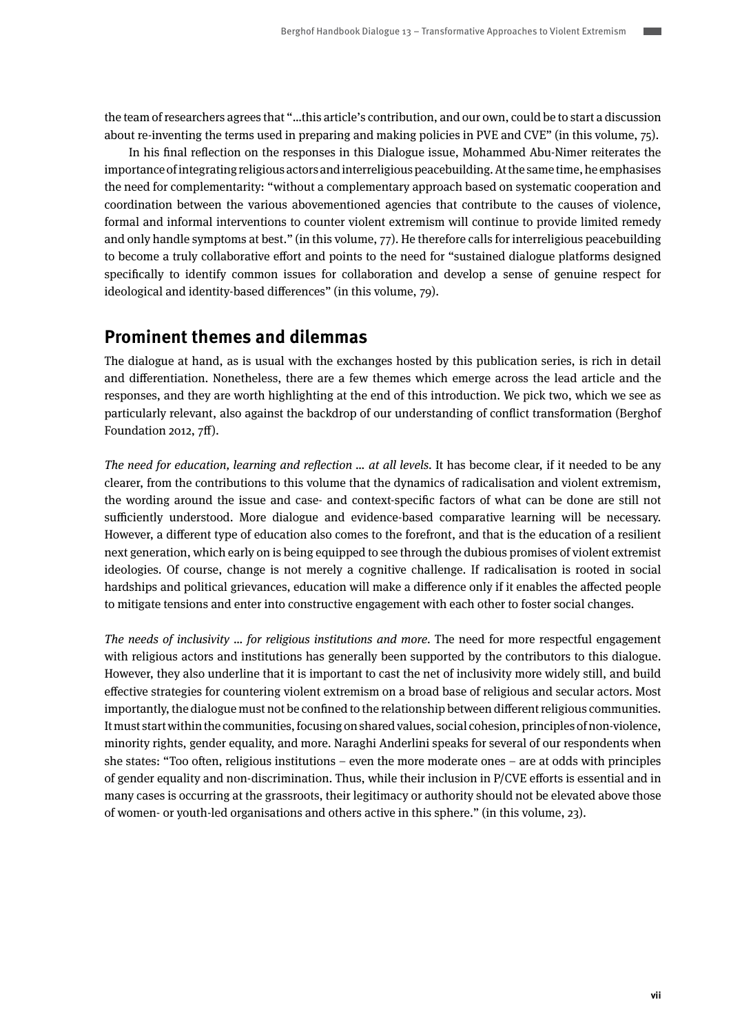the team of researchers agrees that "…this article's contribution, and our own, could be to start a discussion about re-inventing the terms used in preparing and making policies in PVE and CVE" (in this volume, 75).

In his final reflection on the responses in this Dialogue issue, Mohammed Abu-Nimer reiterates the importance of integrating religious actors and interreligious peacebuilding. At the same time, he emphasises the need for complementarity: "without a complementary approach based on systematic cooperation and coordination between the various abovementioned agencies that contribute to the causes of violence, formal and informal interventions to counter violent extremism will continue to provide limited remedy and only handle symptoms at best." (in this volume, 77). He therefore calls for interreligious peacebuilding to become a truly collaborative effort and points to the need for "sustained dialogue platforms designed specifically to identify common issues for collaboration and develop a sense of genuine respect for ideological and identity-based differences" (in this volume, 79).

## Prominent themes and dilemmas

The dialogue at hand, as is usual with the exchanges hosted by this publication series, is rich in detail and differentiation. Nonetheless, there are a few themes which emerge across the lead article and the responses, and they are worth highlighting at the end of this introduction. We pick two, which we see as particularly relevant, also against the backdrop of our understanding of conflict transformation (Berghof Foundation 2012, 7ff).

*The need for education, learning and reflection … at all levels.* It has become clear, if it needed to be any clearer, from the contributions to this volume that the dynamics of radicalisation and violent extremism, the wording around the issue and case- and context-specific factors of what can be done are still not sufficiently understood. More dialogue and evidence-based comparative learning will be necessary. However, a different type of education also comes to the forefront, and that is the education of a resilient next generation, which early on is being equipped to see through the dubious promises of violent extremist ideologies. Of course, change is not merely a cognitive challenge. If radicalisation is rooted in social hardships and political grievances, education will make a difference only if it enables the affected people to mitigate tensions and enter into constructive engagement with each other to foster social changes.

*The needs of inclusivity … for religious institutions and more.* The need for more respectful engagement with religious actors and institutions has generally been supported by the contributors to this dialogue. However, they also underline that it is important to cast the net of inclusivity more widely still, and build effective strategies for countering violent extremism on a broad base of religious and secular actors. Most importantly, the dialogue must not be confined to the relationship between different religious communities. It must start within the communities, focusing on shared values, social cohesion, principles of non-violence, minority rights, gender equality, and more. Naraghi Anderlini speaks for several of our respondents when she states: "Too often, religious institutions – even the more moderate ones – are at odds with principles of gender equality and non-discrimination. Thus, while their inclusion in P/CVE efforts is essential and in many cases is occurring at the grassroots, their legitimacy or authority should not be elevated above those of women- or youth-led organisations and others active in this sphere." (in this volume, 23).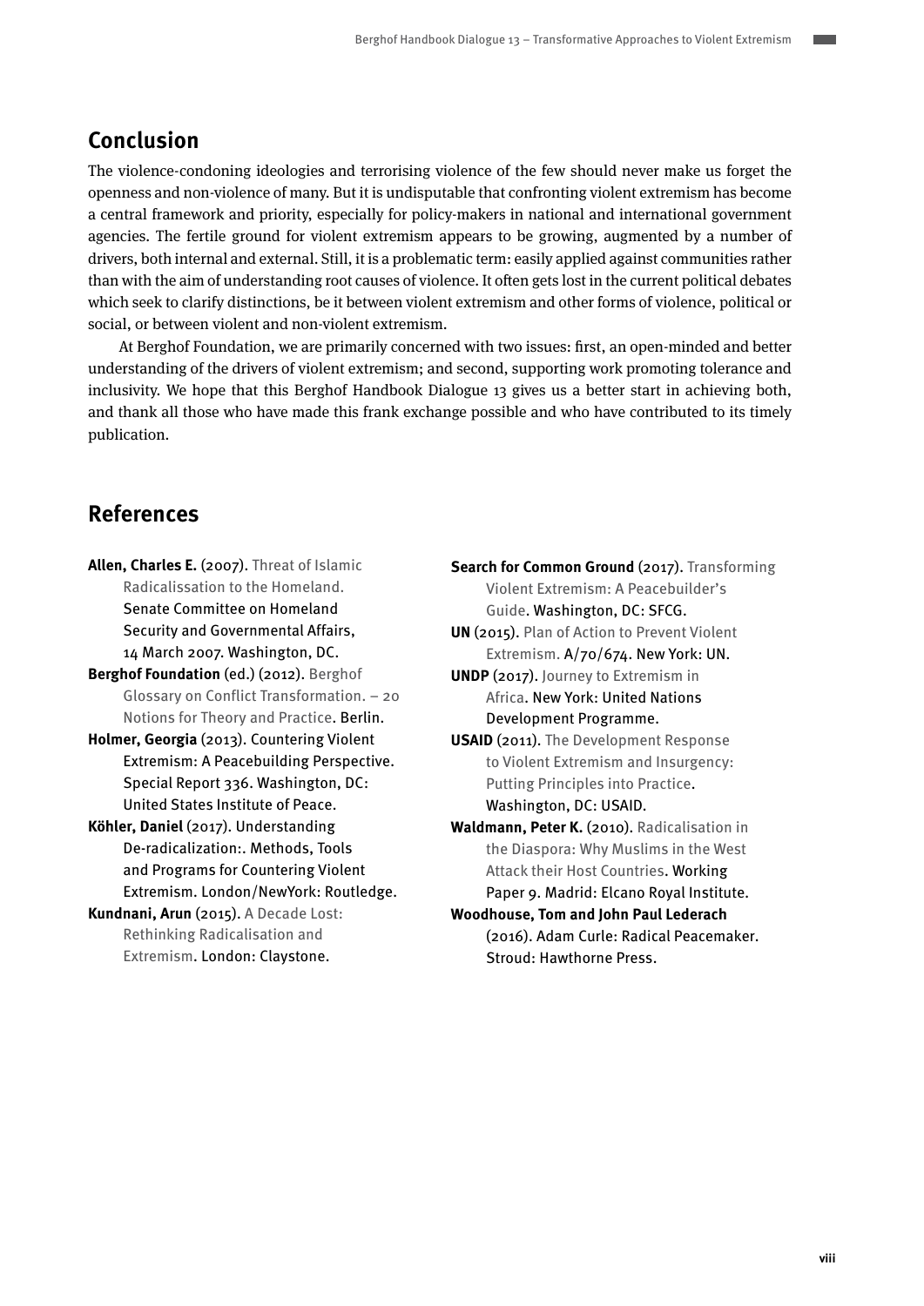## Conclusion

The violence-condoning ideologies and terrorising violence of the few should never make us forget the openness and non-violence of many. But it is undisputable that confronting violent extremism has become a central framework and priority, especially for policy-makers in national and international government agencies. The fertile ground for violent extremism appears to be growing, augmented by a number of drivers, both internal and external. Still, it is a problematic term: easily applied against communities rather than with the aim of understanding root causes of violence. It often gets lost in the current political debates which seek to clarify distinctions, be it between violent extremism and other forms of violence, political or social, or between violent and non-violent extremism.

At Berghof Foundation, we are primarily concerned with two issues: first, an open-minded and better understanding of the drivers of violent extremism; and second, supporting work promoting tolerance and inclusivity. We hope that this Berghof Handbook Dialogue 13 gives us a better start in achieving both, and thank all those who have made this frank exchange possible and who have contributed to its timely publication.

## References

**Allen, Charles E.** (2007). Threat of Islamic Radicalissation to the Homeland. Senate Committee on Homeland Security and Governmental Affairs, 14 March 2007. Washington, DC.

**Berghof Foundation** (ed.) (2012). Berghof Glossary on Conflict Transformation. – 20 Notions for Theory and Practice. Berlin.

**Holmer, Georgia** (2013). Countering Violent Extremism: A Peacebuilding Perspective. Special Report 336. Washington, DC: United States Institute of Peace.

**Köhler, Daniel** (2017). Understanding De-radicalization:. Methods, Tools and Programs for Countering Violent Extremism. London/NewYork: Routledge.

**Kundnani, Arun** (2015). A Decade Lost: Rethinking Radicalisation and Extremism. London: Claystone.

**Search for Common Ground** (2017). Transforming Violent Extremism: A Peacebuilder's Guide. Washington, DC: SFCG.

**UN** (2015). Plan of Action to Prevent Violent Extremism. A/70/674. New York: UN.

**UNDP** (2017). Journey to Extremism in Africa. New York: United Nations Development Programme.

**USAID** (2011). The Development Response to Violent Extremism and Insurgency: Putting Principles into Practice. Washington, DC: USAID.

**Waldmann, Peter K.** (2010). Radicalisation in the Diaspora: Why Muslims in the West Attack their Host Countries. Working Paper 9. Madrid: Elcano Royal Institute.

**Woodhouse, Tom and John Paul Lederach** (2016). Adam Curle: Radical Peacemaker. Stroud: Hawthorne Press.